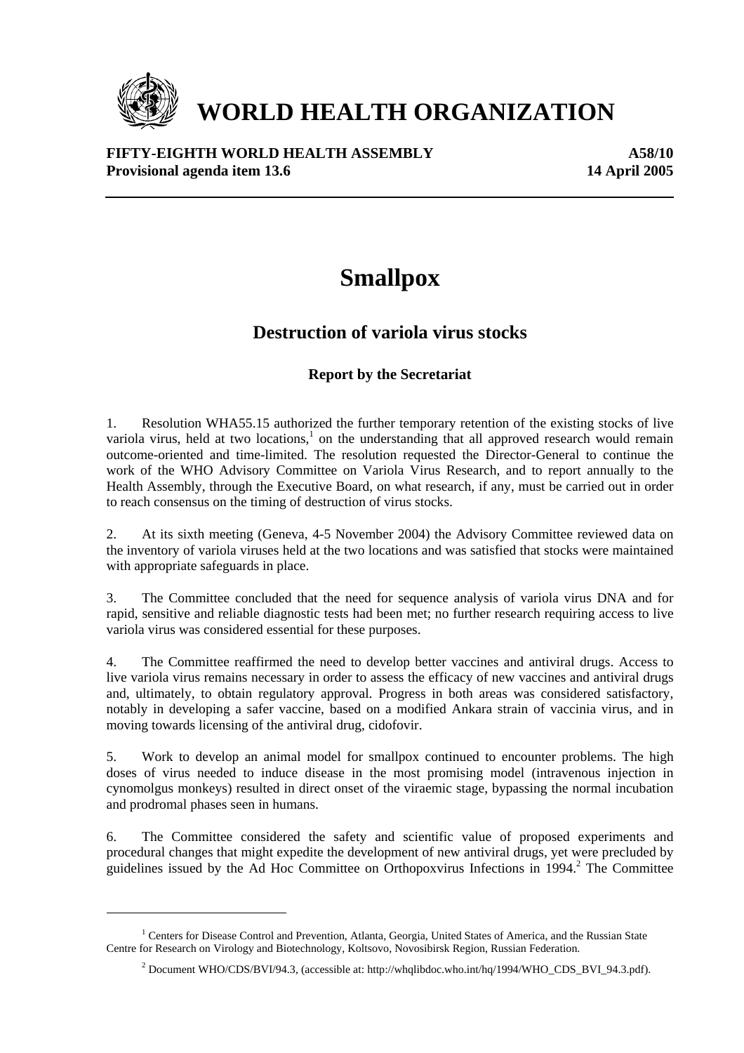# WORLD HEALTH ORGANIZATION

**FIFTY-EIGHTH WORLD HEALTH ASSEMBLY** **A58/10**
**Provisional agenda item 13.6** **14 April 2005**

# Smallpox

## Destruction of variola virus stocks

### Report by the Secretariat

1. Resolution WHA55.15 authorized the further temporary retention of the existing stocks of live variola virus, held at two locations,[1] on the understanding that all approved research would remain outcome-oriented and time-limited. The resolution requested the Director-General to continue the work of the WHO Advisory Committee on Variola Virus Research, and to report annually to the Health Assembly, through the Executive Board, on what research, if any, must be carried out in order to reach consensus on the timing of destruction of virus stocks.

2. At its sixth meeting (Geneva, 4-5 November 2004) the Advisory Committee reviewed data on the inventory of variola viruses held at the two locations and was satisfied that stocks were maintained with appropriate safeguards in place.

3. The Committee concluded that the need for sequence analysis of variola virus DNA and for rapid, sensitive and reliable diagnostic tests had been met; no further research requiring access to live variola virus was considered essential for these purposes.

4. The Committee reaffirmed the need to develop better vaccines and antiviral drugs. Access to live variola virus remains necessary in order to assess the efficacy of new vaccines and antiviral drugs and, ultimately, to obtain regulatory approval. Progress in both areas was considered satisfactory, notably in developing a safer vaccine, based on a modified Ankara strain of vaccinia virus, and in moving towards licensing of the antiviral drug, cidofovir.

5. Work to develop an animal model for smallpox continued to encounter problems. The high doses of virus needed to induce disease in the most promising model (intravenous injection in cynomolgus monkeys) resulted in direct onset of the viraemic stage, bypassing the normal incubation and prodromal phases seen in humans.

6. The Committee considered the safety and scientific value of proposed experiments and procedural changes that might expedite the development of new antiviral drugs, yet were precluded by guidelines issued by the Ad Hoc Committee on Orthopoxvirus Infections in 1994.[2] The Committee

---

[1] Centers for Disease Control and Prevention, Atlanta, Georgia, United States of America, and the Russian State Centre for Research on Virology and Biotechnology, Koltsovo, Novosibirsk Region, Russian Federation.

[2] Document WHO/CDS/BVI/94.3, (accessible at: http://whqlibdoc.who.int/hq/1994/WHO_CDS_BVI_94.3.pdf).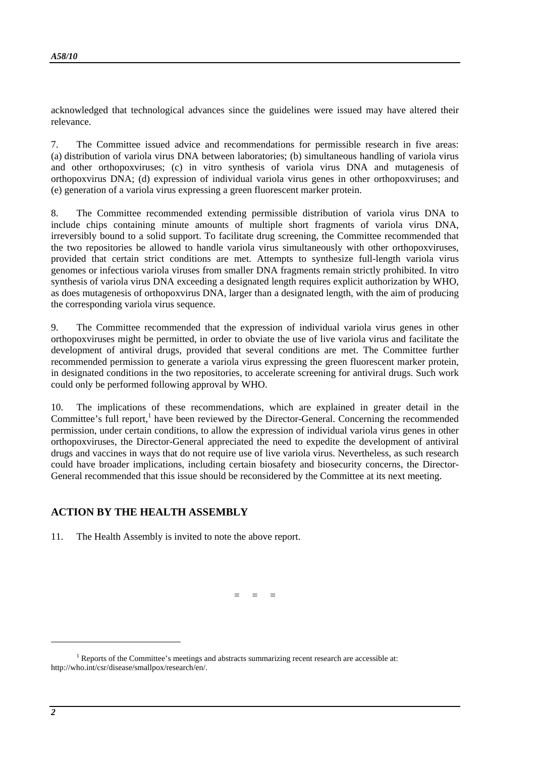acknowledged that technological advances since the guidelines were issued may have altered their relevance.

7. The Committee issued advice and recommendations for permissible research in five areas: (a) distribution of variola virus DNA between laboratories; (b) simultaneous handling of variola virus and other orthopoxviruses; (c) in vitro synthesis of variola virus DNA and mutagenesis of orthopoxvirus DNA; (d) expression of individual variola virus genes in other orthopoxviruses; and (e) generation of a variola virus expressing a green fluorescent marker protein.

8. The Committee recommended extending permissible distribution of variola virus DNA to include chips containing minute amounts of multiple short fragments of variola virus DNA, irreversibly bound to a solid support. To facilitate drug screening, the Committee recommended that the two repositories be allowed to handle variola virus simultaneously with other orthopoxviruses, provided that certain strict conditions are met. Attempts to synthesize full-length variola virus genomes or infectious variola viruses from smaller DNA fragments remain strictly prohibited. In vitro synthesis of variola virus DNA exceeding a designated length requires explicit authorization by WHO, as does mutagenesis of orthopoxvirus DNA, larger than a designated length, with the aim of producing the corresponding variola virus sequence.

9. The Committee recommended that the expression of individual variola virus genes in other orthopoxviruses might be permitted, in order to obviate the use of live variola virus and facilitate the development of antiviral drugs, provided that several conditions are met. The Committee further recommended permission to generate a variola virus expressing the green fluorescent marker protein, in designated conditions in the two repositories, to accelerate screening for antiviral drugs. Such work could only be performed following approval by WHO.

10. The implications of these recommendations, which are explained in greater detail in the Committee's full report,[1] have been reviewed by the Director-General. Concerning the recommended permission, under certain conditions, to allow the expression of individual variola virus genes in other orthopoxviruses, the Director-General appreciated the need to expedite the development of antiviral drugs and vaccines in ways that do not require use of live variola virus. Nevertheless, as such research could have broader implications, including certain biosafety and biosecurity concerns, the Director-General recommended that this issue should be reconsidered by the Committee at its next meeting.

## ACTION BY THE HEALTH ASSEMBLY

11. The Health Assembly is invited to note the above report.

= = =

[1] Reports of the Committee's meetings and abstracts summarizing recent research are accessible at: http://who.int/csr/disease/smallpox/research/en/.